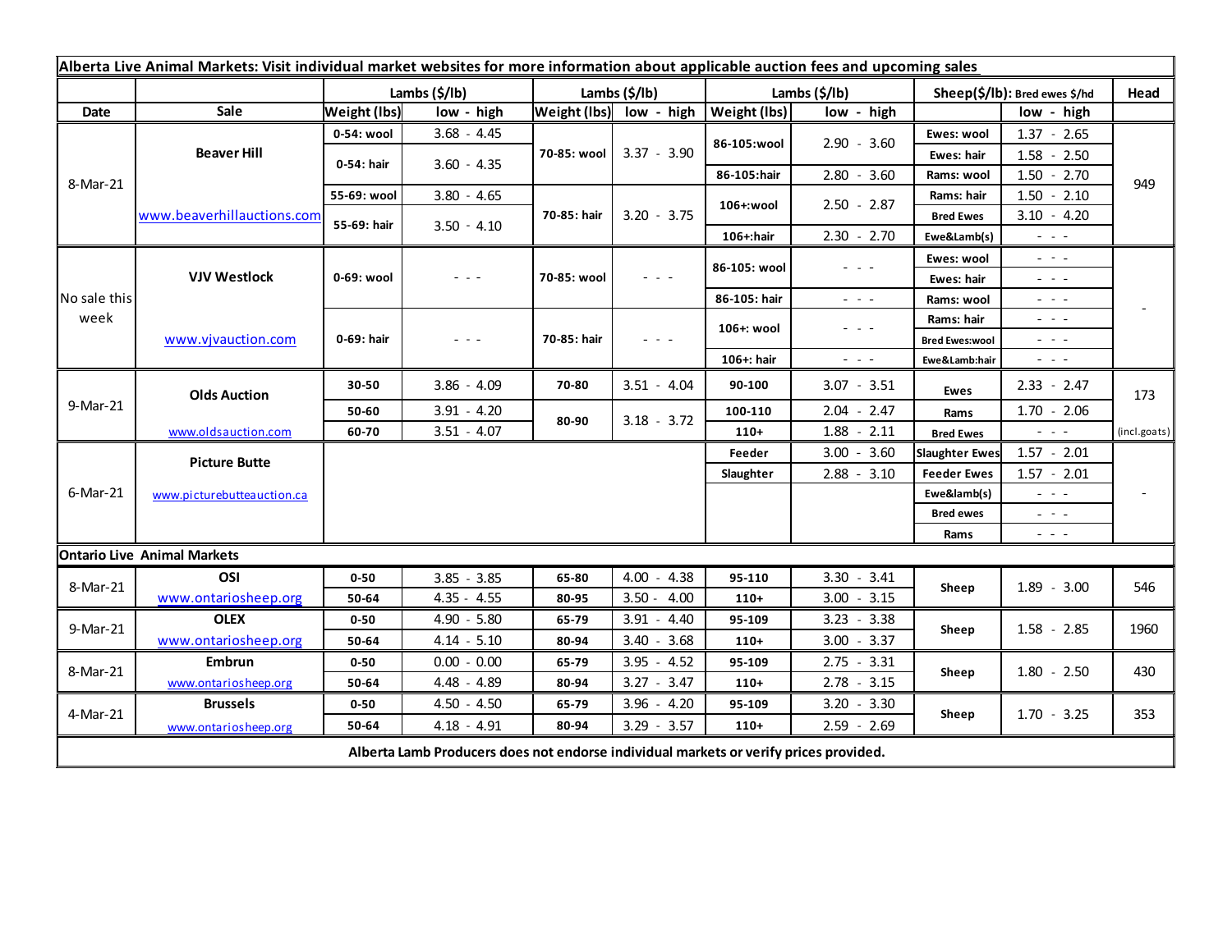## Alberta Live Animal Markets: Visit individual market websites for more information about applicable auction fees and upcoming sales

| Date | Sale | Lambs ($/lb) | | Lambs ($/lb) | | Lambs ($/lb) | | Sheep($/lb): Bred ewes $/hd | | Head |
|---|---|---|---|---|---|---|---|---|---|---|
| | | Weight (lbs) | low - high | Weight (lbs) | low - high | Weight (lbs) | low - high | | low - high | |
| 8-Mar-21 | Beaver Hill www.beaverhillauctions.com | 0-54: wool | 3.68 - 4.45 | 70-85: wool | 3.37 - 3.90 | 86-105:wool | 2.90 - 3.60 | Ewes: wool | 1.37 - 2.65 | 949 |
| | | 0-54: hair | 3.60 - 4.35 | | | | | Ewes: hair | 1.58 - 2.50 | |
| | | | | | | 86-105:hair | 2.80 - 3.60 | Rams: wool | 1.50 - 2.70 | |
| | | 55-69: wool | 3.80 - 4.65 | 70-85: hair | 3.20 - 3.75 | 106+:wool | 2.50 - 2.87 | Rams: hair | 1.50 - 2.10 | |
| | | 55-69: hair | 3.50 - 4.10 | | | | | Bred Ewes | 3.10 - 4.20 | |
| | | | | | | 106+:hair | 2.30 - 2.70 | Ewe&Lamb(s) | - - - | |
| No sale this week | VJV Westlock www.vjvauction.com | 0-69: wool | - - - | 70-85: wool | - - - | 86-105: wool | - - - | Ewes: wool | - - - | - |
| | | | | | | | | Ewes: hair | - - - | |
| | | | | | | 86-105: hair | - - - | Rams: wool | - - - | |
| | | 0-69: hair | - - - | 70-85: hair | - - - | 106+: wool | - - - | Rams: hair | - - - | |
| | | | | | | | | Bred Ewes:wool | - - - | |
| | | | | | | 106+: hair | - - - | Ewe&Lamb:hair | - - - | |
| 9-Mar-21 | Olds Auction www.oldsauction.com | 30-50 | 3.86 - 4.09 | 70-80 | 3.51 - 4.04 | 90-100 | 3.07 - 3.51 | Ewes | 2.33 - 2.47 | 173 (incl.goats) |
| | | 50-60 | 3.91 - 4.20 | 80-90 | 3.18 - 3.72 | 100-110 | 2.04 - 2.47 | Rams | 1.70 - 2.06 | |
| | | 60-70 | 3.51 - 4.07 | | | 110+ | 1.88 - 2.11 | Bred Ewes | - - - | |
| 6-Mar-21 | Picture Butte www.picturebutteauction.ca | | | | | Feeder | 3.00 - 3.60 | Slaughter Ewes | 1.57 - 2.01 | - |
| | | | | | | Slaughter | 2.88 - 3.10 | Feeder Ewes | 1.57 - 2.01 | |
| | | | | | | | | Ewe&lamb(s) | - - - | |
| | | | | | | | | Bred ewes | - - - | |
| | | | | | | | | Rams | - - - | |

## Ontario Live Animal Markets

| Date | Sale | Weight (lbs) | low - high | Weight (lbs) | low - high | Weight (lbs) | low - high | | low - high | Head |
|---|---|---|---|---|---|---|---|---|---|---|
| 8-Mar-21 | OSI www.ontariosheep.org | 0-50 | 3.85 - 3.85 | 65-80 | 4.00 - 4.38 | 95-110 | 3.30 - 3.41 | Sheep | 1.89 - 3.00 | 546 |
| | | 50-64 | 4.35 - 4.55 | 80-95 | 3.50 - 4.00 | 110+ | 3.00 - 3.15 | | | |
| 9-Mar-21 | OLEX www.ontariosheep.org | 0-50 | 4.90 - 5.80 | 65-79 | 3.91 - 4.40 | 95-109 | 3.23 - 3.38 | Sheep | 1.58 - 2.85 | 1960 |
| | | 50-64 | 4.14 - 5.10 | 80-94 | 3.40 - 3.68 | 110+ | 3.00 - 3.37 | | | |
| 8-Mar-21 | Embrun www.ontariosheep.org | 0-50 | 0.00 - 0.00 | 65-79 | 3.95 - 4.52 | 95-109 | 2.75 - 3.31 | Sheep | 1.80 - 2.50 | 430 |
| | | 50-64 | 4.48 - 4.89 | 80-94 | 3.27 - 3.47 | 110+ | 2.78 - 3.15 | | | |
| 4-Mar-21 | Brussels www.ontariosheep.org | 0-50 | 4.50 - 4.50 | 65-79 | 3.96 - 4.20 | 95-109 | 3.20 - 3.30 | Sheep | 1.70 - 3.25 | 353 |
| | | 50-64 | 4.18 - 4.91 | 80-94 | 3.29 - 3.57 | 110+ | 2.59 - 2.69 | | | |

**Alberta Lamb Producers does not endorse individual markets or verify prices provided.**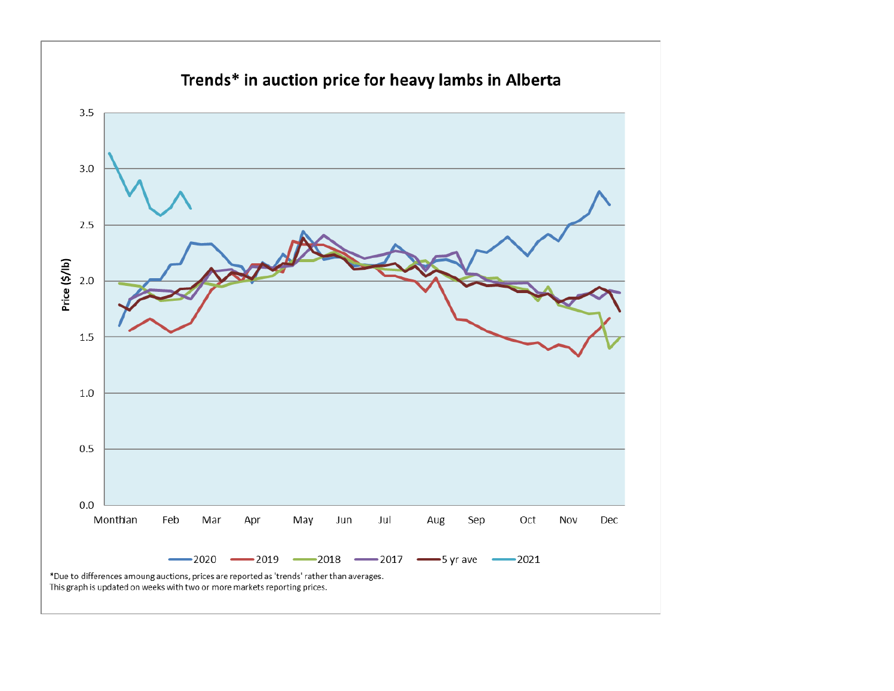## Trends* in auction price for heavy lambs in Alberta

Price ($/lb)

3.5
3.0
2.5
2.0
1.5
1.0
0.5
0.0

Month Jan Feb Mar Apr May Jun Jul Aug Sep Oct Nov Dec

2020 2019 2018 2017 5 yr ave 2021

*Due to differences amoung auctions, prices are reported as 'trends' rather than averages.
This graph is updated on weeks with two or more markets reporting prices.